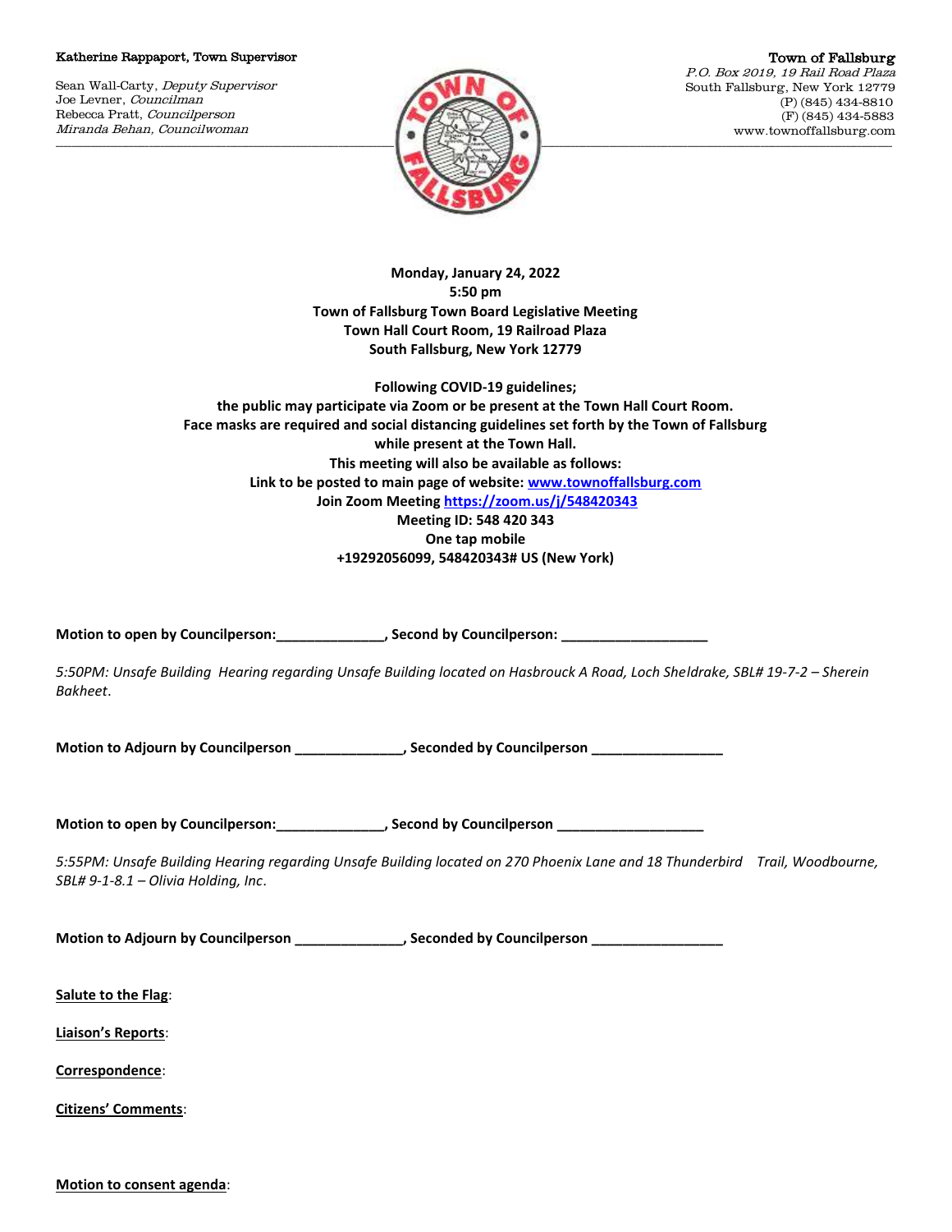Katherine Rappaport, Town Supervisor

Sean Wall-Carty, *Deputy Supervisor*
Joe Levner, *Councilman*
Rebecca Pratt, *Councilperson*
*Miranda Behan, Councilwoman*

Town of Fallsburg
*P.O. Box 2019, 19 Rail Road Plaza*
South Fallsburg, New York 12779
(P) (845) 434-8810
(F) (845) 434-5883
www.townoffallsburg.com

**Monday, January 24, 2022**
**5:50 pm**
**Town of Fallsburg Town Board Legislative Meeting**
**Town Hall Court Room, 19 Railroad Plaza**
**South Fallsburg, New York 12779**

**Following COVID-19 guidelines;**
**the public may participate via Zoom or be present at the Town Hall Court Room.**
**Face masks are required and social distancing guidelines set forth by the Town of Fallsburg while present at the Town Hall.**
**This meeting will also be available as follows:**
**Link to be posted to main page of website: www.townoffallsburg.com**
**Join Zoom Meeting https://zoom.us/j/548420343**
**Meeting ID: 548 420 343**
**One tap mobile**
**+19292056099, 548420343# US (New York)**

**Motion to open by Councilperson:______________, Second by Councilperson: ___________________**

*5:50PM: Unsafe Building Hearing regarding Unsafe Building located on Hasbrouck A Road, Loch Sheldrake, SBL# 19-7-2 – Sherein Bakheet.*

**Motion to Adjourn by Councilperson ______________, Seconded by Councilperson _________________**

**Motion to open by Councilperson:______________, Second by Councilperson ___________________**

*5:55PM: Unsafe Building Hearing regarding Unsafe Building located on 270 Phoenix Lane and 18 Thunderbird Trail, Woodbourne, SBL# 9-1-8.1 – Olivia Holding, Inc.*

**Motion to Adjourn by Councilperson ______________, Seconded by Councilperson _________________**

**Salute to the Flag**:

**Liaison's Reports**:

**Correspondence**:

**Citizens' Comments**:

**Motion to consent agenda**: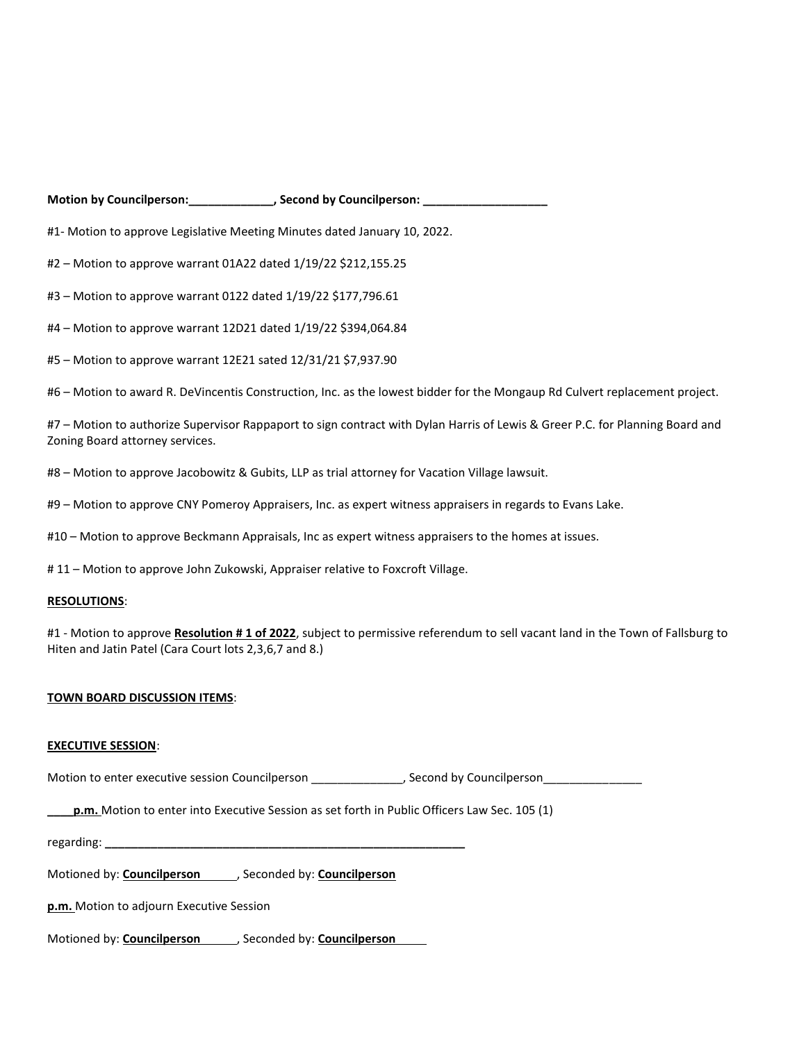**Motion by Councilperson:_____________, Second by Councilperson: ___________________**

#1- Motion to approve Legislative Meeting Minutes dated January 10, 2022.

#2 – Motion to approve warrant 01A22 dated 1/19/22 $212,155.25

#3 – Motion to approve warrant 0122 dated 1/19/22 $177,796.61

#4 – Motion to approve warrant 12D21 dated 1/19/22 $394,064.84

#5 – Motion to approve warrant 12E21 sated 12/31/21 $7,937.90

#6 – Motion to award R. DeVincentis Construction, Inc. as the lowest bidder for the Mongaup Rd Culvert replacement project.

#7 – Motion to authorize Supervisor Rappaport to sign contract with Dylan Harris of Lewis & Greer P.C. for Planning Board and Zoning Board attorney services.

#8 – Motion to approve Jacobowitz & Gubits, LLP as trial attorney for Vacation Village lawsuit.

#9 – Motion to approve CNY Pomeroy Appraisers, Inc. as expert witness appraisers in regards to Evans Lake.

#10 – Motion to approve Beckmann Appraisals, Inc as expert witness appraisers to the homes at issues.

# 11 – Motion to approve John Zukowski, Appraiser relative to Foxcroft Village.

**RESOLUTIONS**:

#1 - Motion to approve **Resolution # 1 of 2022**, subject to permissive referendum to sell vacant land in the Town of Fallsburg to Hiten and Jatin Patel (Cara Court lots 2,3,6,7 and 8.)

**TOWN BOARD DISCUSSION ITEMS**:

**EXECUTIVE SESSION**:

Motion to enter executive session Councilperson ______________, Second by Councilperson_______________

**____p.m.** Motion to enter into Executive Session as set forth in Public Officers Law Sec. 105 (1)

regarding: ________________________________________________________

Motioned by: **Councilperson** ______, Seconded by: **Councilperson**

**p.m.** Motion to adjourn Executive Session

Motioned by: **Councilperson** ______, Seconded by: **Councilperson** _____